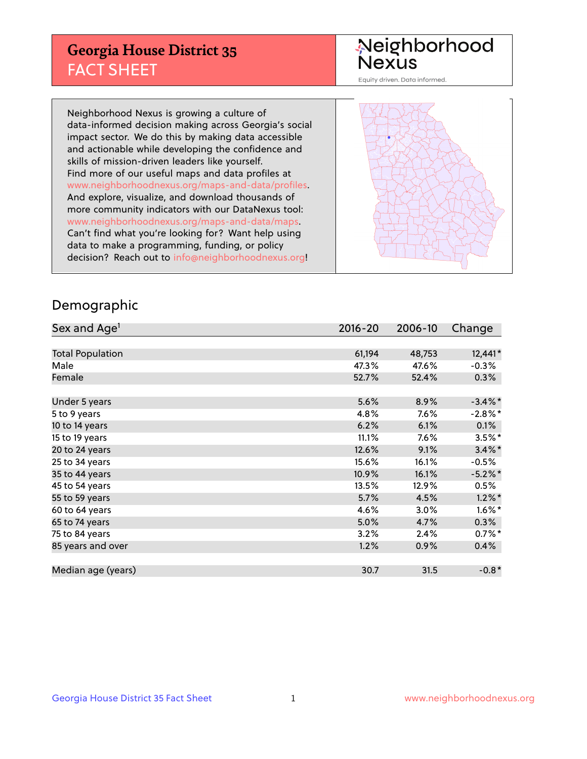# Georgia House District 35
## FACT SHEET

Neighborhood Nexus

Equity driven. Data informed.

Neighborhood Nexus is growing a culture of data-informed decision making across Georgia's social impact sector. We do this by making data accessible and actionable while developing the confidence and skills of mission-driven leaders like yourself. Find more of our useful maps and data profiles at www.neighborhoodnexus.org/maps-and-data/profiles. And explore, visualize, and download thousands of more community indicators with our DataNexus tool: www.neighborhoodnexus.org/maps-and-data/maps. Can't find what you're looking for? Want help using data to make a programming, funding, or policy decision? Reach out to info@neighborhoodnexus.org!

## Demographic

| Sex and Age[1] | 2016-20 | 2006-10 | Change |
|---|---|---|---|
| Total Population | 61,194 | 48,753 | 12,441* |
| Male | 47.3% | 47.6% | -0.3% |
| Female | 52.7% | 52.4% | 0.3% |
| | | | |
| Under 5 years | 5.6% | 8.9% | -3.4%* |
| 5 to 9 years | 4.8% | 7.6% | -2.8%* |
| 10 to 14 years | 6.2% | 6.1% | 0.1% |
| 15 to 19 years | 11.1% | 7.6% | 3.5%* |
| 20 to 24 years | 12.6% | 9.1% | 3.4%* |
| 25 to 34 years | 15.6% | 16.1% | -0.5% |
| 35 to 44 years | 10.9% | 16.1% | -5.2%* |
| 45 to 54 years | 13.5% | 12.9% | 0.5% |
| 55 to 59 years | 5.7% | 4.5% | 1.2%* |
| 60 to 64 years | 4.6% | 3.0% | 1.6%* |
| 65 to 74 years | 5.0% | 4.7% | 0.3% |
| 75 to 84 years | 3.2% | 2.4% | 0.7%* |
| 85 years and over | 1.2% | 0.9% | 0.4% |
| | | | |
| Median age (years) | 30.7 | 31.5 | -0.8* |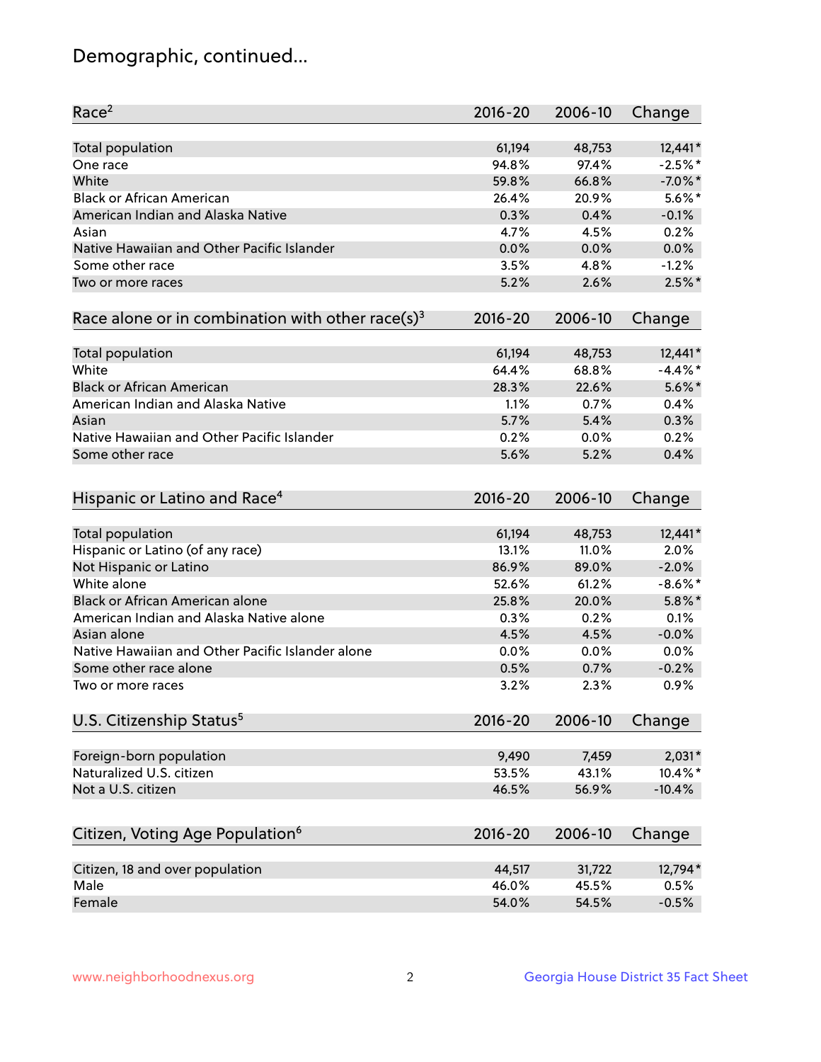# Demographic, continued...

| Race[2] | 2016-20 | 2006-10 | Change |
|---|---|---|---|
| Total population | 61,194 | 48,753 | 12,441* |
| One race | 94.8% | 97.4% | -2.5%* |
| White | 59.8% | 66.8% | -7.0%* |
| Black or African American | 26.4% | 20.9% | 5.6%* |
| American Indian and Alaska Native | 0.3% | 0.4% | -0.1% |
| Asian | 4.7% | 4.5% | 0.2% |
| Native Hawaiian and Other Pacific Islander | 0.0% | 0.0% | 0.0% |
| Some other race | 3.5% | 4.8% | -1.2% |
| Two or more races | 5.2% | 2.6% | 2.5%* |

| Race alone or in combination with other race(s)[3] | 2016-20 | 2006-10 | Change |
|---|---|---|---|
| Total population | 61,194 | 48,753 | 12,441* |
| White | 64.4% | 68.8% | -4.4%* |
| Black or African American | 28.3% | 22.6% | 5.6%* |
| American Indian and Alaska Native | 1.1% | 0.7% | 0.4% |
| Asian | 5.7% | 5.4% | 0.3% |
| Native Hawaiian and Other Pacific Islander | 0.2% | 0.0% | 0.2% |
| Some other race | 5.6% | 5.2% | 0.4% |

| Hispanic or Latino and Race[4] | 2016-20 | 2006-10 | Change |
|---|---|---|---|
| Total population | 61,194 | 48,753 | 12,441* |
| Hispanic or Latino (of any race) | 13.1% | 11.0% | 2.0% |
| Not Hispanic or Latino | 86.9% | 89.0% | -2.0% |
| White alone | 52.6% | 61.2% | -8.6%* |
| Black or African American alone | 25.8% | 20.0% | 5.8%* |
| American Indian and Alaska Native alone | 0.3% | 0.2% | 0.1% |
| Asian alone | 4.5% | 4.5% | -0.0% |
| Native Hawaiian and Other Pacific Islander alone | 0.0% | 0.0% | 0.0% |
| Some other race alone | 0.5% | 0.7% | -0.2% |
| Two or more races | 3.2% | 2.3% | 0.9% |

| U.S. Citizenship Status[5] | 2016-20 | 2006-10 | Change |
|---|---|---|---|
| Foreign-born population | 9,490 | 7,459 | 2,031* |
| Naturalized U.S. citizen | 53.5% | 43.1% | 10.4%* |
| Not a U.S. citizen | 46.5% | 56.9% | -10.4% |

| Citizen, Voting Age Population[6] | 2016-20 | 2006-10 | Change |
|---|---|---|---|
| Citizen, 18 and over population | 44,517 | 31,722 | 12,794* |
| Male | 46.0% | 45.5% | 0.5% |
| Female | 54.0% | 54.5% | -0.5% |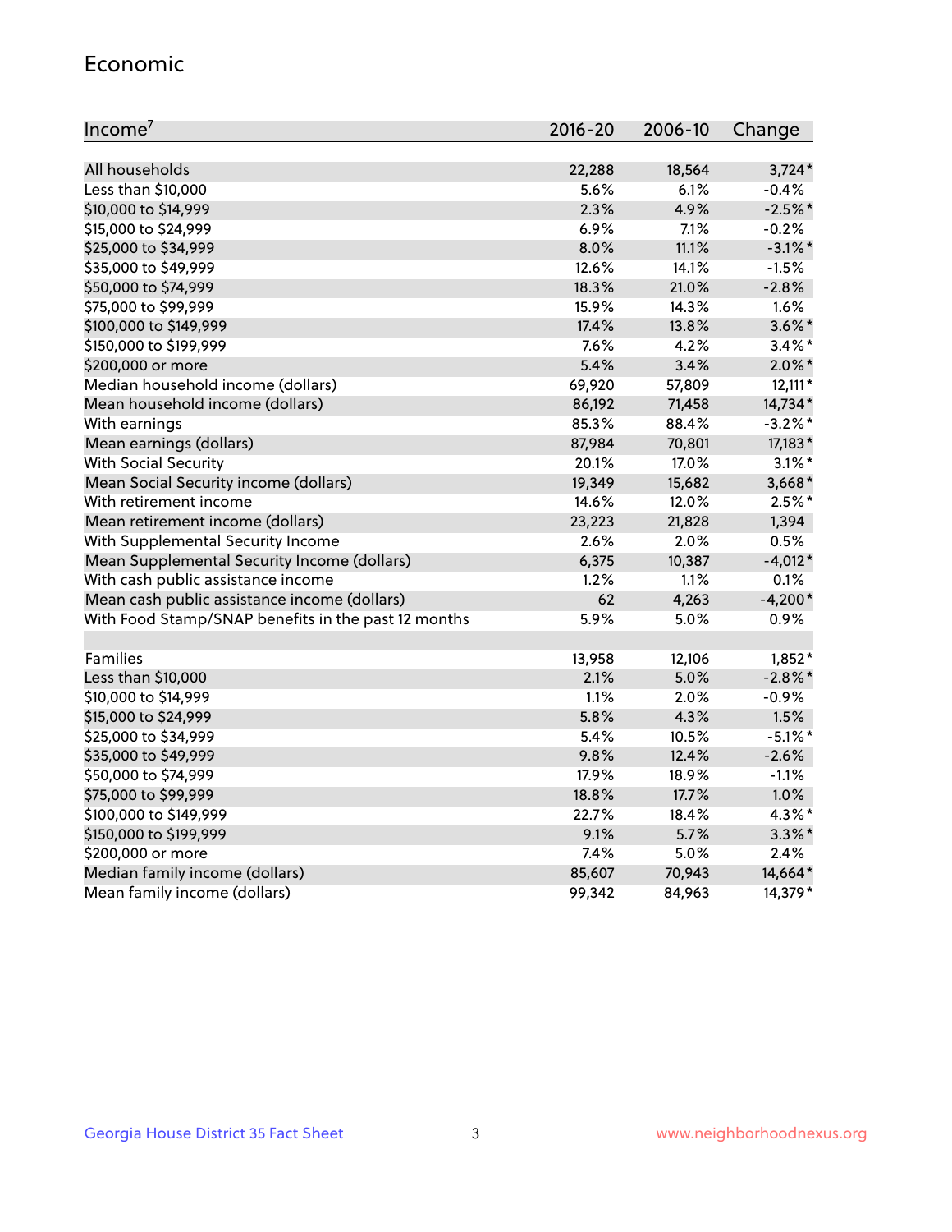## Economic

| Income[7] | 2016-20 | 2006-10 | Change |
|---|---|---|---|
| All households | 22,288 | 18,564 | 3,724* |
| Less than $10,000 | 5.6% | 6.1% | -0.4% |
| $10,000 to $14,999 | 2.3% | 4.9% | -2.5%* |
| $15,000 to $24,999 | 6.9% | 7.1% | -0.2% |
| $25,000 to $34,999 | 8.0% | 11.1% | -3.1%* |
| $35,000 to $49,999 | 12.6% | 14.1% | -1.5% |
| $50,000 to $74,999 | 18.3% | 21.0% | -2.8% |
| $75,000 to $99,999 | 15.9% | 14.3% | 1.6% |
| $100,000 to $149,999 | 17.4% | 13.8% | 3.6%* |
| $150,000 to $199,999 | 7.6% | 4.2% | 3.4%* |
| $200,000 or more | 5.4% | 3.4% | 2.0%* |
| Median household income (dollars) | 69,920 | 57,809 | 12,111* |
| Mean household income (dollars) | 86,192 | 71,458 | 14,734* |
| With earnings | 85.3% | 88.4% | -3.2%* |
| Mean earnings (dollars) | 87,984 | 70,801 | 17,183* |
| With Social Security | 20.1% | 17.0% | 3.1%* |
| Mean Social Security income (dollars) | 19,349 | 15,682 | 3,668* |
| With retirement income | 14.6% | 12.0% | 2.5%* |
| Mean retirement income (dollars) | 23,223 | 21,828 | 1,394 |
| With Supplemental Security Income | 2.6% | 2.0% | 0.5% |
| Mean Supplemental Security Income (dollars) | 6,375 | 10,387 | -4,012* |
| With cash public assistance income | 1.2% | 1.1% | 0.1% |
| Mean cash public assistance income (dollars) | 62 | 4,263 | -4,200* |
| With Food Stamp/SNAP benefits in the past 12 months | 5.9% | 5.0% | 0.9% |
| | | | |
| Families | 13,958 | 12,106 | 1,852* |
| Less than $10,000 | 2.1% | 5.0% | -2.8%* |
| $10,000 to $14,999 | 1.1% | 2.0% | -0.9% |
| $15,000 to $24,999 | 5.8% | 4.3% | 1.5% |
| $25,000 to $34,999 | 5.4% | 10.5% | -5.1%* |
| $35,000 to $49,999 | 9.8% | 12.4% | -2.6% |
| $50,000 to $74,999 | 17.9% | 18.9% | -1.1% |
| $75,000 to $99,999 | 18.8% | 17.7% | 1.0% |
| $100,000 to $149,999 | 22.7% | 18.4% | 4.3%* |
| $150,000 to $199,999 | 9.1% | 5.7% | 3.3%* |
| $200,000 or more | 7.4% | 5.0% | 2.4% |
| Median family income (dollars) | 85,607 | 70,943 | 14,664* |
| Mean family income (dollars) | 99,342 | 84,963 | 14,379* |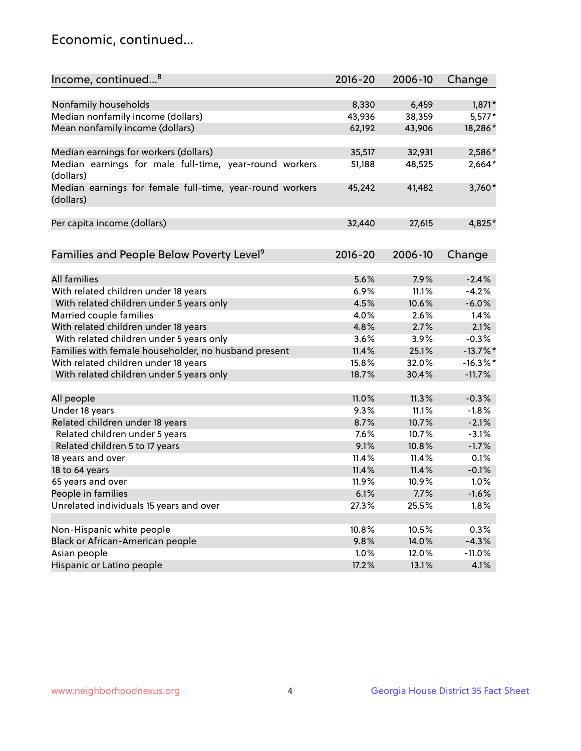## Economic, continued...

| Income, continued...[8] | 2016-20 | 2006-10 | Change |
|---|---|---|---|
| Nonfamily households | 8,330 | 6,459 | 1,871* |
| Median nonfamily income (dollars) | 43,936 | 38,359 | 5,577* |
| Mean nonfamily income (dollars) | 62,192 | 43,906 | 18,286* |
| Median earnings for workers (dollars) | 35,517 | 32,931 | 2,586* |
| Median earnings for male full-time, year-round workers (dollars) | 51,188 | 48,525 | 2,664* |
| Median earnings for female full-time, year-round workers (dollars) | 45,242 | 41,482 | 3,760* |
| Per capita income (dollars) | 32,440 | 27,615 | 4,825* |

| Families and People Below Poverty Level[9] | 2016-20 | 2006-10 | Change |
|---|---|---|---|
| All families | 5.6% | 7.9% | -2.4% |
| With related children under 18 years | 6.9% | 11.1% | -4.2% |
| With related children under 5 years only | 4.5% | 10.6% | -6.0% |
| Married couple families | 4.0% | 2.6% | 1.4% |
| With related children under 18 years | 4.8% | 2.7% | 2.1% |
| With related children under 5 years only | 3.6% | 3.9% | -0.3% |
| Families with female householder, no husband present | 11.4% | 25.1% | -13.7%* |
| With related children under 18 years | 15.8% | 32.0% | -16.3%* |
| With related children under 5 years only | 18.7% | 30.4% | -11.7% |
| All people | 11.0% | 11.3% | -0.3% |
| Under 18 years | 9.3% | 11.1% | -1.8% |
| Related children under 18 years | 8.7% | 10.7% | -2.1% |
| Related children under 5 years | 7.6% | 10.7% | -3.1% |
| Related children 5 to 17 years | 9.1% | 10.8% | -1.7% |
| 18 years and over | 11.4% | 11.4% | 0.1% |
| 18 to 64 years | 11.4% | 11.4% | -0.1% |
| 65 years and over | 11.9% | 10.9% | 1.0% |
| People in families | 6.1% | 7.7% | -1.6% |
| Unrelated individuals 15 years and over | 27.3% | 25.5% | 1.8% |
| Non-Hispanic white people | 10.8% | 10.5% | 0.3% |
| Black or African-American people | 9.8% | 14.0% | -4.3% |
| Asian people | 1.0% | 12.0% | -11.0% |
| Hispanic or Latino people | 17.2% | 13.1% | 4.1% |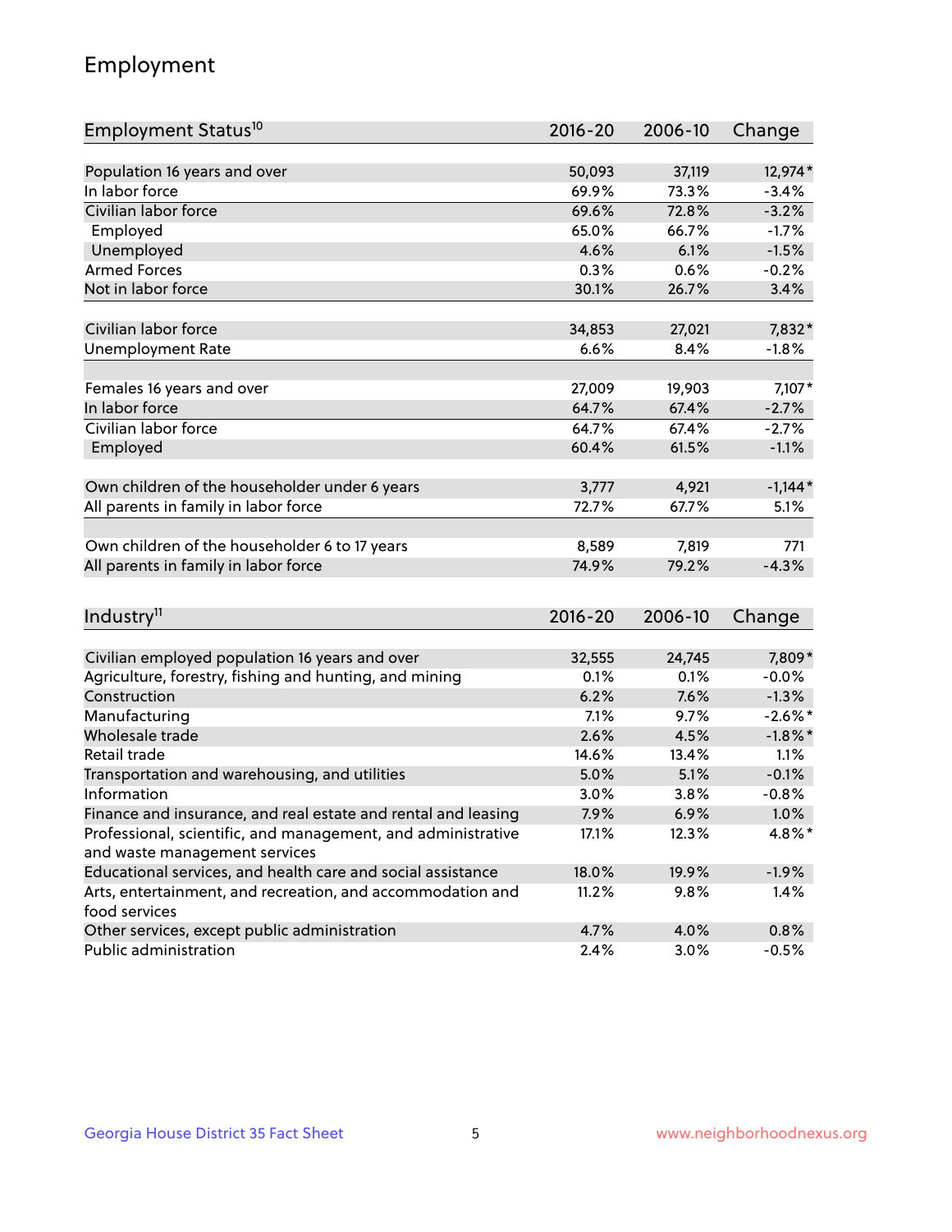## Employment

| Employment Status[10] | 2016-20 | 2006-10 | Change |
|---|---|---|---|
| Population 16 years and over | 50,093 | 37,119 | 12,974* |
| In labor force | 69.9% | 73.3% | -3.4% |
| Civilian labor force | 69.6% | 72.8% | -3.2% |
| Employed | 65.0% | 66.7% | -1.7% |
| Unemployed | 4.6% | 6.1% | -1.5% |
| Armed Forces | 0.3% | 0.6% | -0.2% |
| Not in labor force | 30.1% | 26.7% | 3.4% |
| | | | |
| Civilian labor force | 34,853 | 27,021 | 7,832* |
| Unemployment Rate | 6.6% | 8.4% | -1.8% |
| | | | |
| Females 16 years and over | 27,009 | 19,903 | 7,107* |
| In labor force | 64.7% | 67.4% | -2.7% |
| Civilian labor force | 64.7% | 67.4% | -2.7% |
| Employed | 60.4% | 61.5% | -1.1% |
| | | | |
| Own children of the householder under 6 years | 3,777 | 4,921 | -1,144* |
| All parents in family in labor force | 72.7% | 67.7% | 5.1% |
| | | | |
| Own children of the householder 6 to 17 years | 8,589 | 7,819 | 771 |
| All parents in family in labor force | 74.9% | 79.2% | -4.3% |

| Industry[11] | 2016-20 | 2006-10 | Change |
|---|---|---|---|
| Civilian employed population 16 years and over | 32,555 | 24,745 | 7,809* |
| Agriculture, forestry, fishing and hunting, and mining | 0.1% | 0.1% | -0.0% |
| Construction | 6.2% | 7.6% | -1.3% |
| Manufacturing | 7.1% | 9.7% | -2.6%* |
| Wholesale trade | 2.6% | 4.5% | -1.8%* |
| Retail trade | 14.6% | 13.4% | 1.1% |
| Transportation and warehousing, and utilities | 5.0% | 5.1% | -0.1% |
| Information | 3.0% | 3.8% | -0.8% |
| Finance and insurance, and real estate and rental and leasing | 7.9% | 6.9% | 1.0% |
| Professional, scientific, and management, and administrative and waste management services | 17.1% | 12.3% | 4.8%* |
| Educational services, and health care and social assistance | 18.0% | 19.9% | -1.9% |
| Arts, entertainment, and recreation, and accommodation and food services | 11.2% | 9.8% | 1.4% |
| Other services, except public administration | 4.7% | 4.0% | 0.8% |
| Public administration | 2.4% | 3.0% | -0.5% |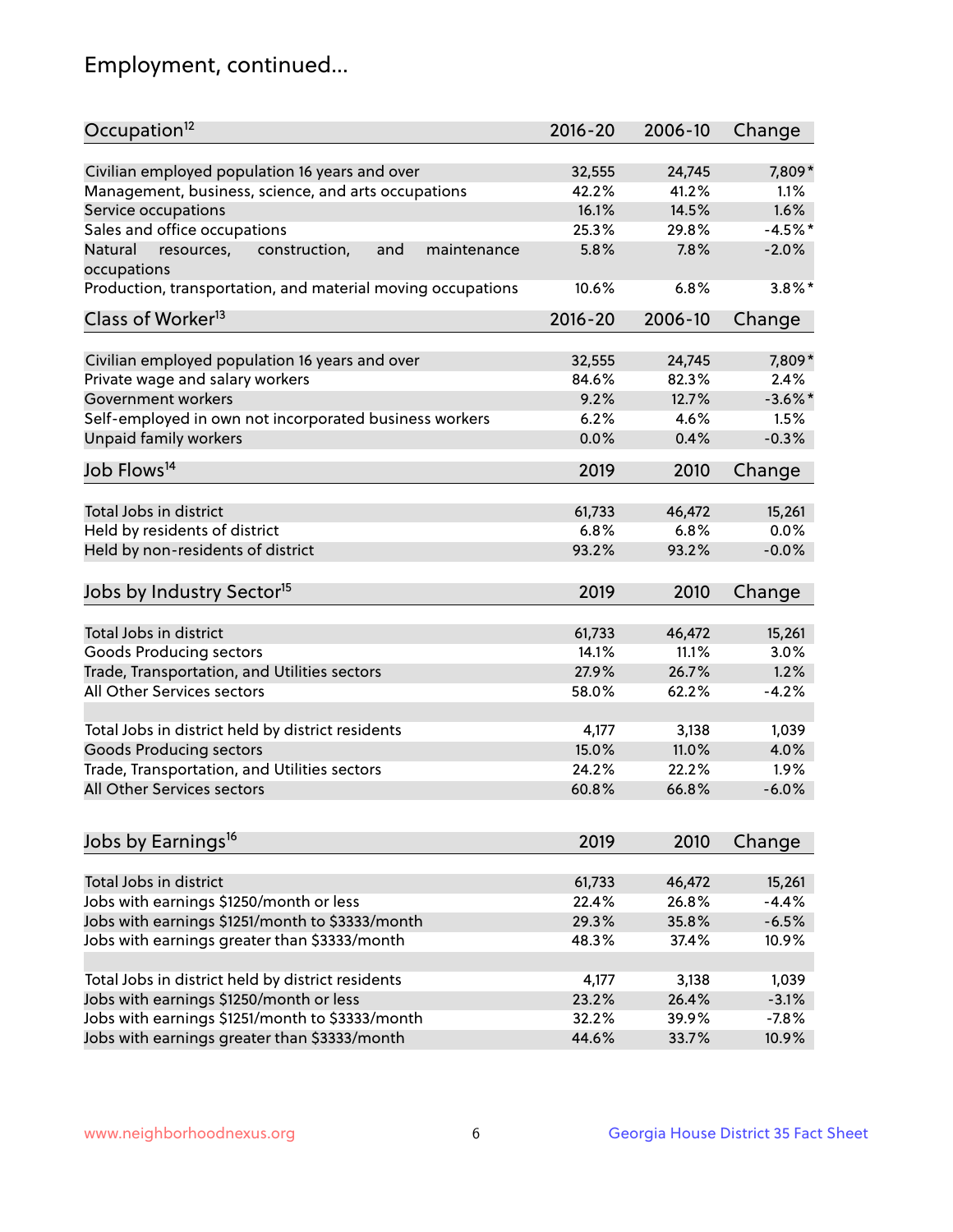## Employment, continued...

| Occupation[12] | 2016-20 | 2006-10 | Change |
|---|---|---|---|
| Civilian employed population 16 years and over | 32,555 | 24,745 | 7,809* |
| Management, business, science, and arts occupations | 42.2% | 41.2% | 1.1% |
| Service occupations | 16.1% | 14.5% | 1.6% |
| Sales and office occupations | 25.3% | 29.8% | -4.5%* |
| Natural resources, construction, and maintenance occupations | 5.8% | 7.8% | -2.0% |
| Production, transportation, and material moving occupations | 10.6% | 6.8% | 3.8%* |

| Class of Worker[13] | 2016-20 | 2006-10 | Change |
|---|---|---|---|
| Civilian employed population 16 years and over | 32,555 | 24,745 | 7,809* |
| Private wage and salary workers | 84.6% | 82.3% | 2.4% |
| Government workers | 9.2% | 12.7% | -3.6%* |
| Self-employed in own not incorporated business workers | 6.2% | 4.6% | 1.5% |
| Unpaid family workers | 0.0% | 0.4% | -0.3% |

| Job Flows[14] | 2019 | 2010 | Change |
|---|---|---|---|
| Total Jobs in district | 61,733 | 46,472 | 15,261 |
| Held by residents of district | 6.8% | 6.8% | 0.0% |
| Held by non-residents of district | 93.2% | 93.2% | -0.0% |

| Jobs by Industry Sector[15] | 2019 | 2010 | Change |
|---|---|---|---|
| Total Jobs in district | 61,733 | 46,472 | 15,261 |
| Goods Producing sectors | 14.1% | 11.1% | 3.0% |
| Trade, Transportation, and Utilities sectors | 27.9% | 26.7% | 1.2% |
| All Other Services sectors | 58.0% | 62.2% | -4.2% |
| | | | |
| Total Jobs in district held by district residents | 4,177 | 3,138 | 1,039 |
| Goods Producing sectors | 15.0% | 11.0% | 4.0% |
| Trade, Transportation, and Utilities sectors | 24.2% | 22.2% | 1.9% |
| All Other Services sectors | 60.8% | 66.8% | -6.0% |

| Jobs by Earnings[16] | 2019 | 2010 | Change |
|---|---|---|---|
| Total Jobs in district | 61,733 | 46,472 | 15,261 |
| Jobs with earnings $1250/month or less | 22.4% | 26.8% | -4.4% |
| Jobs with earnings $1251/month to $3333/month | 29.3% | 35.8% | -6.5% |
| Jobs with earnings greater than $3333/month | 48.3% | 37.4% | 10.9% |
| | | | |
| Total Jobs in district held by district residents | 4,177 | 3,138 | 1,039 |
| Jobs with earnings $1250/month or less | 23.2% | 26.4% | -3.1% |
| Jobs with earnings $1251/month to $3333/month | 32.2% | 39.9% | -7.8% |
| Jobs with earnings greater than $3333/month | 44.6% | 33.7% | 10.9% |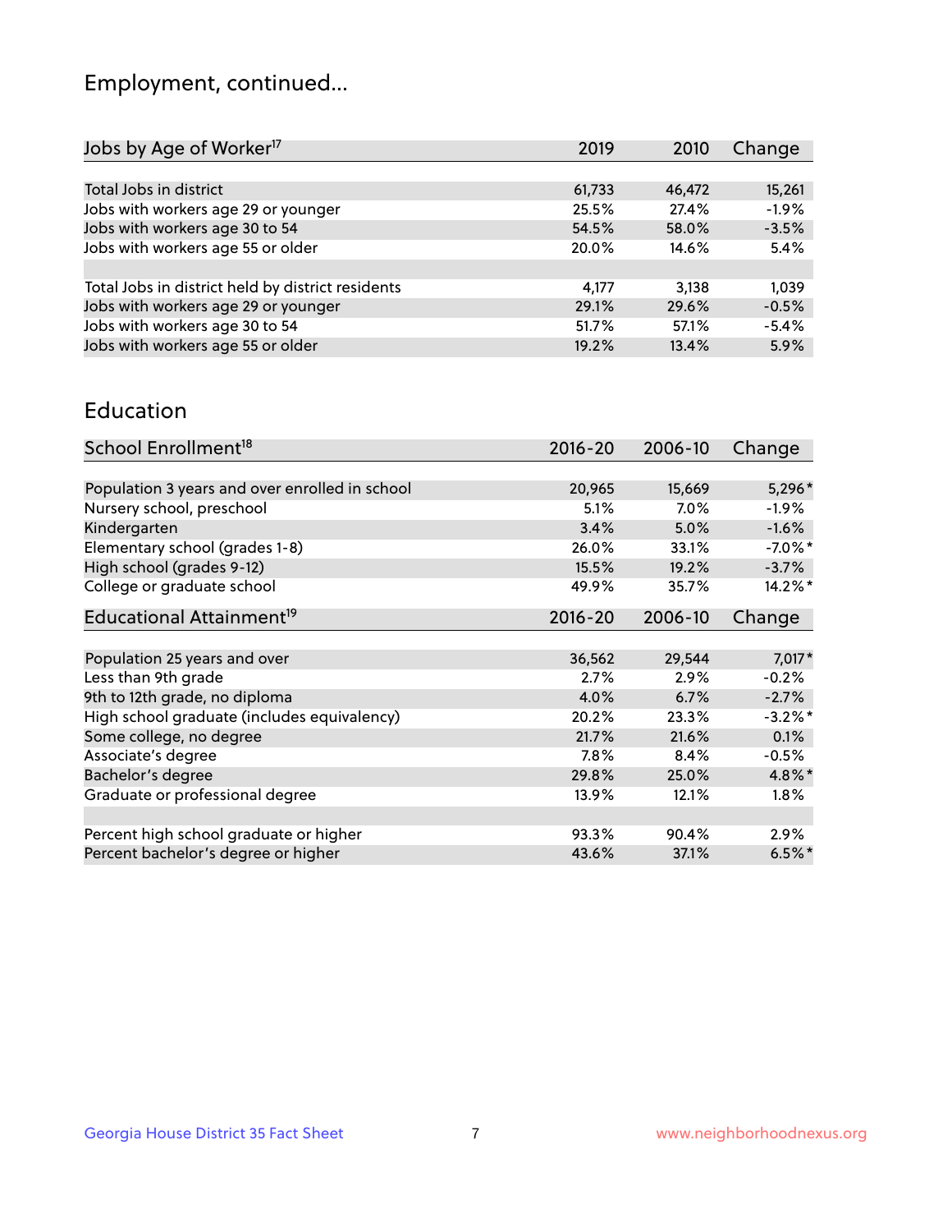## Employment, continued...

| Jobs by Age of Worker[17] | 2019 | 2010 | Change |
|---|---|---|---|
| Total Jobs in district | 61,733 | 46,472 | 15,261 |
| Jobs with workers age 29 or younger | 25.5% | 27.4% | -1.9% |
| Jobs with workers age 30 to 54 | 54.5% | 58.0% | -3.5% |
| Jobs with workers age 55 or older | 20.0% | 14.6% | 5.4% |
| | | | |
| Total Jobs in district held by district residents | 4,177 | 3,138 | 1,039 |
| Jobs with workers age 29 or younger | 29.1% | 29.6% | -0.5% |
| Jobs with workers age 30 to 54 | 51.7% | 57.1% | -5.4% |
| Jobs with workers age 55 or older | 19.2% | 13.4% | 5.9% |

## Education

| School Enrollment[18] | 2016-20 | 2006-10 | Change |
|---|---|---|---|
| Population 3 years and over enrolled in school | 20,965 | 15,669 | 5,296* |
| Nursery school, preschool | 5.1% | 7.0% | -1.9% |
| Kindergarten | 3.4% | 5.0% | -1.6% |
| Elementary school (grades 1-8) | 26.0% | 33.1% | -7.0%* |
| High school (grades 9-12) | 15.5% | 19.2% | -3.7% |
| College or graduate school | 49.9% | 35.7% | 14.2%* |

| Educational Attainment[19] | 2016-20 | 2006-10 | Change |
|---|---|---|---|
| Population 25 years and over | 36,562 | 29,544 | 7,017* |
| Less than 9th grade | 2.7% | 2.9% | -0.2% |
| 9th to 12th grade, no diploma | 4.0% | 6.7% | -2.7% |
| High school graduate (includes equivalency) | 20.2% | 23.3% | -3.2%* |
| Some college, no degree | 21.7% | 21.6% | 0.1% |
| Associate's degree | 7.8% | 8.4% | -0.5% |
| Bachelor's degree | 29.8% | 25.0% | 4.8%* |
| Graduate or professional degree | 13.9% | 12.1% | 1.8% |
| | | | |
| Percent high school graduate or higher | 93.3% | 90.4% | 2.9% |
| Percent bachelor's degree or higher | 43.6% | 37.1% | 6.5%* |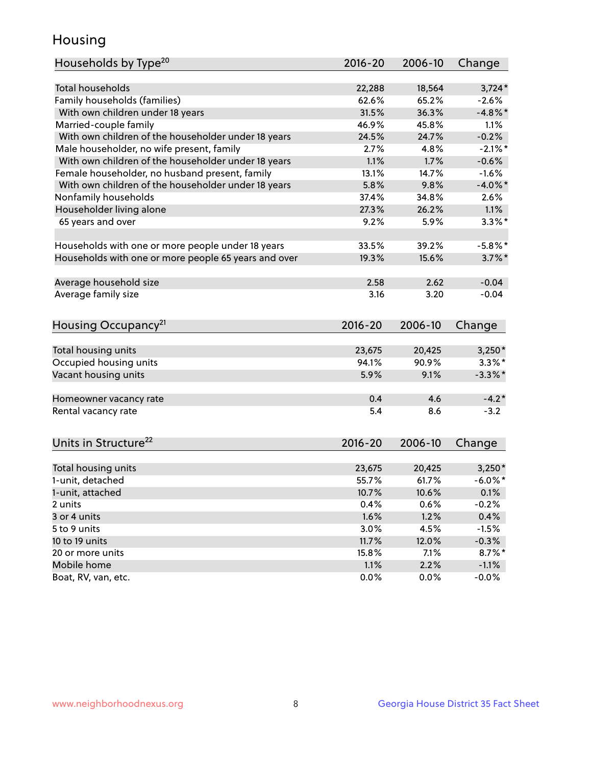# Housing

| Households by Type[20] | 2016-20 | 2006-10 | Change |
|---|---|---|---|
| Total households | 22,288 | 18,564 | 3,724* |
| Family households (families) | 62.6% | 65.2% | -2.6% |
| With own children under 18 years | 31.5% | 36.3% | -4.8%* |
| Married-couple family | 46.9% | 45.8% | 1.1% |
| With own children of the householder under 18 years | 24.5% | 24.7% | -0.2% |
| Male householder, no wife present, family | 2.7% | 4.8% | -2.1%* |
| With own children of the householder under 18 years | 1.1% | 1.7% | -0.6% |
| Female householder, no husband present, family | 13.1% | 14.7% | -1.6% |
| With own children of the householder under 18 years | 5.8% | 9.8% | -4.0%* |
| Nonfamily households | 37.4% | 34.8% | 2.6% |
| Householder living alone | 27.3% | 26.2% | 1.1% |
| 65 years and over | 9.2% | 5.9% | 3.3%* |
| | | | |
| Households with one or more people under 18 years | 33.5% | 39.2% | -5.8%* |
| Households with one or more people 65 years and over | 19.3% | 15.6% | 3.7%* |
| | | | |
| Average household size | 2.58 | 2.62 | -0.04 |
| Average family size | 3.16 | 3.20 | -0.04 |

| Housing Occupancy[21] | 2016-20 | 2006-10 | Change |
|---|---|---|---|
| Total housing units | 23,675 | 20,425 | 3,250* |
| Occupied housing units | 94.1% | 90.9% | 3.3%* |
| Vacant housing units | 5.9% | 9.1% | -3.3%* |
| | | | |
| Homeowner vacancy rate | 0.4 | 4.6 | -4.2* |
| Rental vacancy rate | 5.4 | 8.6 | -3.2 |

| Units in Structure[22] | 2016-20 | 2006-10 | Change |
|---|---|---|---|
| Total housing units | 23,675 | 20,425 | 3,250* |
| 1-unit, detached | 55.7% | 61.7% | -6.0%* |
| 1-unit, attached | 10.7% | 10.6% | 0.1% |
| 2 units | 0.4% | 0.6% | -0.2% |
| 3 or 4 units | 1.6% | 1.2% | 0.4% |
| 5 to 9 units | 3.0% | 4.5% | -1.5% |
| 10 to 19 units | 11.7% | 12.0% | -0.3% |
| 20 or more units | 15.8% | 7.1% | 8.7%* |
| Mobile home | 1.1% | 2.2% | -1.1% |
| Boat, RV, van, etc. | 0.0% | 0.0% | -0.0% |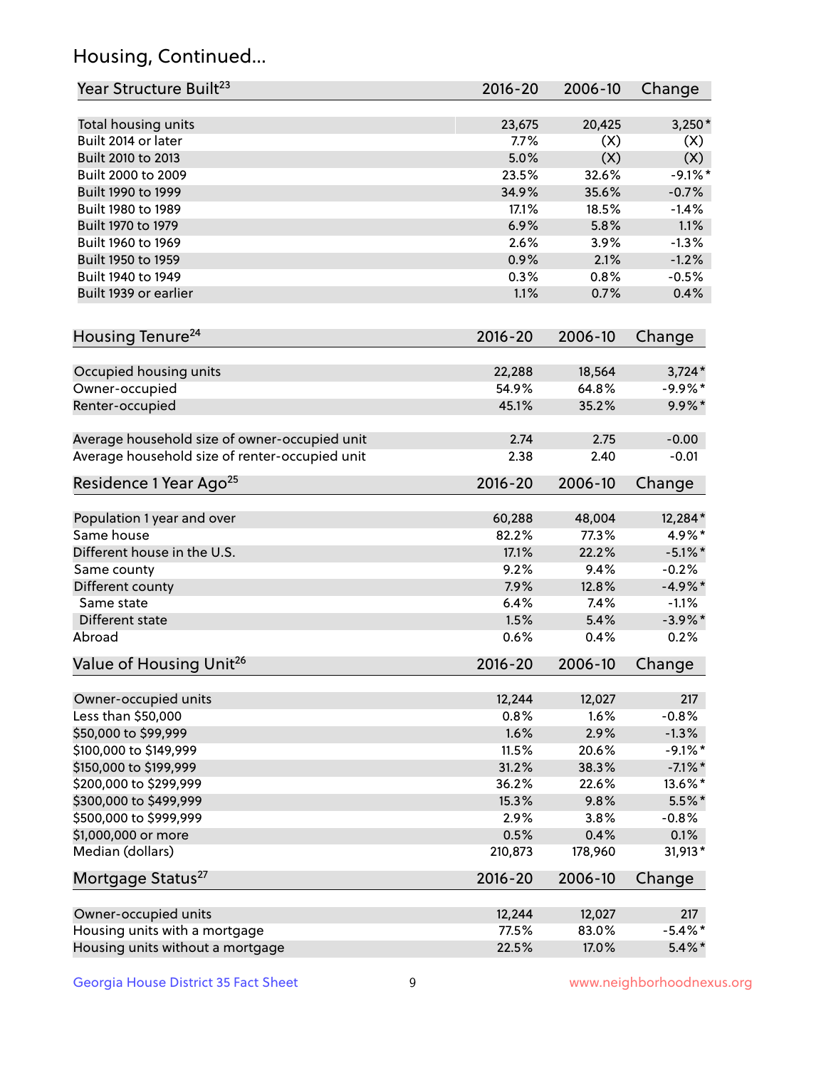## Housing, Continued...

| Year Structure Built[23] | 2016-20 | 2006-10 | Change |
|---|---|---|---|
| Total housing units | 23,675 | 20,425 | 3,250* |
| Built 2014 or later | 7.7% | (X) | (X) |
| Built 2010 to 2013 | 5.0% | (X) | (X) |
| Built 2000 to 2009 | 23.5% | 32.6% | -9.1%* |
| Built 1990 to 1999 | 34.9% | 35.6% | -0.7% |
| Built 1980 to 1989 | 17.1% | 18.5% | -1.4% |
| Built 1970 to 1979 | 6.9% | 5.8% | 1.1% |
| Built 1960 to 1969 | 2.6% | 3.9% | -1.3% |
| Built 1950 to 1959 | 0.9% | 2.1% | -1.2% |
| Built 1940 to 1949 | 0.3% | 0.8% | -0.5% |
| Built 1939 or earlier | 1.1% | 0.7% | 0.4% |

| Housing Tenure[24] | 2016-20 | 2006-10 | Change |
|---|---|---|---|
| Occupied housing units | 22,288 | 18,564 | 3,724* |
| Owner-occupied | 54.9% | 64.8% | -9.9%* |
| Renter-occupied | 45.1% | 35.2% | 9.9%* |
| Average household size of owner-occupied unit | 2.74 | 2.75 | -0.00 |
| Average household size of renter-occupied unit | 2.38 | 2.40 | -0.01 |

| Residence 1 Year Ago[25] | 2016-20 | 2006-10 | Change |
|---|---|---|---|
| Population 1 year and over | 60,288 | 48,004 | 12,284* |
| Same house | 82.2% | 77.3% | 4.9%* |
| Different house in the U.S. | 17.1% | 22.2% | -5.1%* |
| Same county | 9.2% | 9.4% | -0.2% |
| Different county | 7.9% | 12.8% | -4.9%* |
| Same state | 6.4% | 7.4% | -1.1% |
| Different state | 1.5% | 5.4% | -3.9%* |
| Abroad | 0.6% | 0.4% | 0.2% |

| Value of Housing Unit[26] | 2016-20 | 2006-10 | Change |
|---|---|---|---|
| Owner-occupied units | 12,244 | 12,027 | 217 |
| Less than $50,000 | 0.8% | 1.6% | -0.8% |
| $50,000 to $99,999 | 1.6% | 2.9% | -1.3% |
| $100,000 to $149,999 | 11.5% | 20.6% | -9.1%* |
| $150,000 to $199,999 | 31.2% | 38.3% | -7.1%* |
| $200,000 to $299,999 | 36.2% | 22.6% | 13.6%* |
| $300,000 to $499,999 | 15.3% | 9.8% | 5.5%* |
| $500,000 to $999,999 | 2.9% | 3.8% | -0.8% |
| $1,000,000 or more | 0.5% | 0.4% | 0.1% |
| Median (dollars) | 210,873 | 178,960 | 31,913* |

| Mortgage Status[27] | 2016-20 | 2006-10 | Change |
|---|---|---|---|
| Owner-occupied units | 12,244 | 12,027 | 217 |
| Housing units with a mortgage | 77.5% | 83.0% | -5.4%* |
| Housing units without a mortgage | 22.5% | 17.0% | 5.4%* |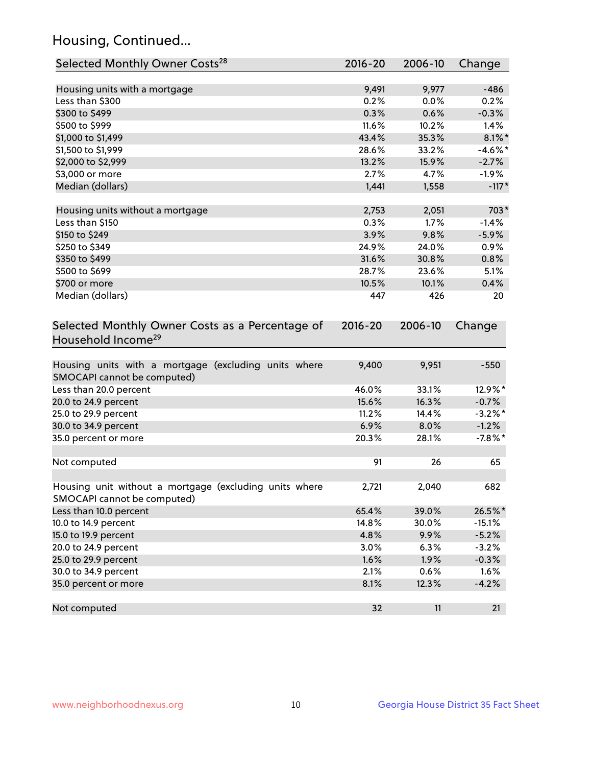## Housing, Continued...

| Selected Monthly Owner Costs[28] | 2016-20 | 2006-10 | Change |
|---|---|---|---|
| Housing units with a mortgage | 9,491 | 9,977 | -486 |
| Less than $300 | 0.2% | 0.0% | 0.2% |
| $300 to $499 | 0.3% | 0.6% | -0.3% |
| $500 to $999 | 11.6% | 10.2% | 1.4% |
| $1,000 to $1,499 | 43.4% | 35.3% | 8.1%* |
| $1,500 to $1,999 | 28.6% | 33.2% | -4.6%* |
| $2,000 to $2,999 | 13.2% | 15.9% | -2.7% |
| $3,000 or more | 2.7% | 4.7% | -1.9% |
| Median (dollars) | 1,441 | 1,558 | -117* |
| Housing units without a mortgage | 2,753 | 2,051 | 703* |
| Less than $150 | 0.3% | 1.7% | -1.4% |
| $150 to $249 | 3.9% | 9.8% | -5.9% |
| $250 to $349 | 24.9% | 24.0% | 0.9% |
| $350 to $499 | 31.6% | 30.8% | 0.8% |
| $500 to $699 | 28.7% | 23.6% | 5.1% |
| $700 or more | 10.5% | 10.1% | 0.4% |
| Median (dollars) | 447 | 426 | 20 |

| Selected Monthly Owner Costs as a Percentage of Household Income[29] | 2016-20 | 2006-10 | Change |
|---|---|---|---|
| Housing units with a mortgage (excluding units where SMOCAPI cannot be computed) | 9,400 | 9,951 | -550 |
| Less than 20.0 percent | 46.0% | 33.1% | 12.9%* |
| 20.0 to 24.9 percent | 15.6% | 16.3% | -0.7% |
| 25.0 to 29.9 percent | 11.2% | 14.4% | -3.2%* |
| 30.0 to 34.9 percent | 6.9% | 8.0% | -1.2% |
| 35.0 percent or more | 20.3% | 28.1% | -7.8%* |
| Not computed | 91 | 26 | 65 |
| Housing unit without a mortgage (excluding units where SMOCAPI cannot be computed) | 2,721 | 2,040 | 682 |
| Less than 10.0 percent | 65.4% | 39.0% | 26.5%* |
| 10.0 to 14.9 percent | 14.8% | 30.0% | -15.1% |
| 15.0 to 19.9 percent | 4.8% | 9.9% | -5.2% |
| 20.0 to 24.9 percent | 3.0% | 6.3% | -3.2% |
| 25.0 to 29.9 percent | 1.6% | 1.9% | -0.3% |
| 30.0 to 34.9 percent | 2.1% | 0.6% | 1.6% |
| 35.0 percent or more | 8.1% | 12.3% | -4.2% |
| Not computed | 32 | 11 | 21 |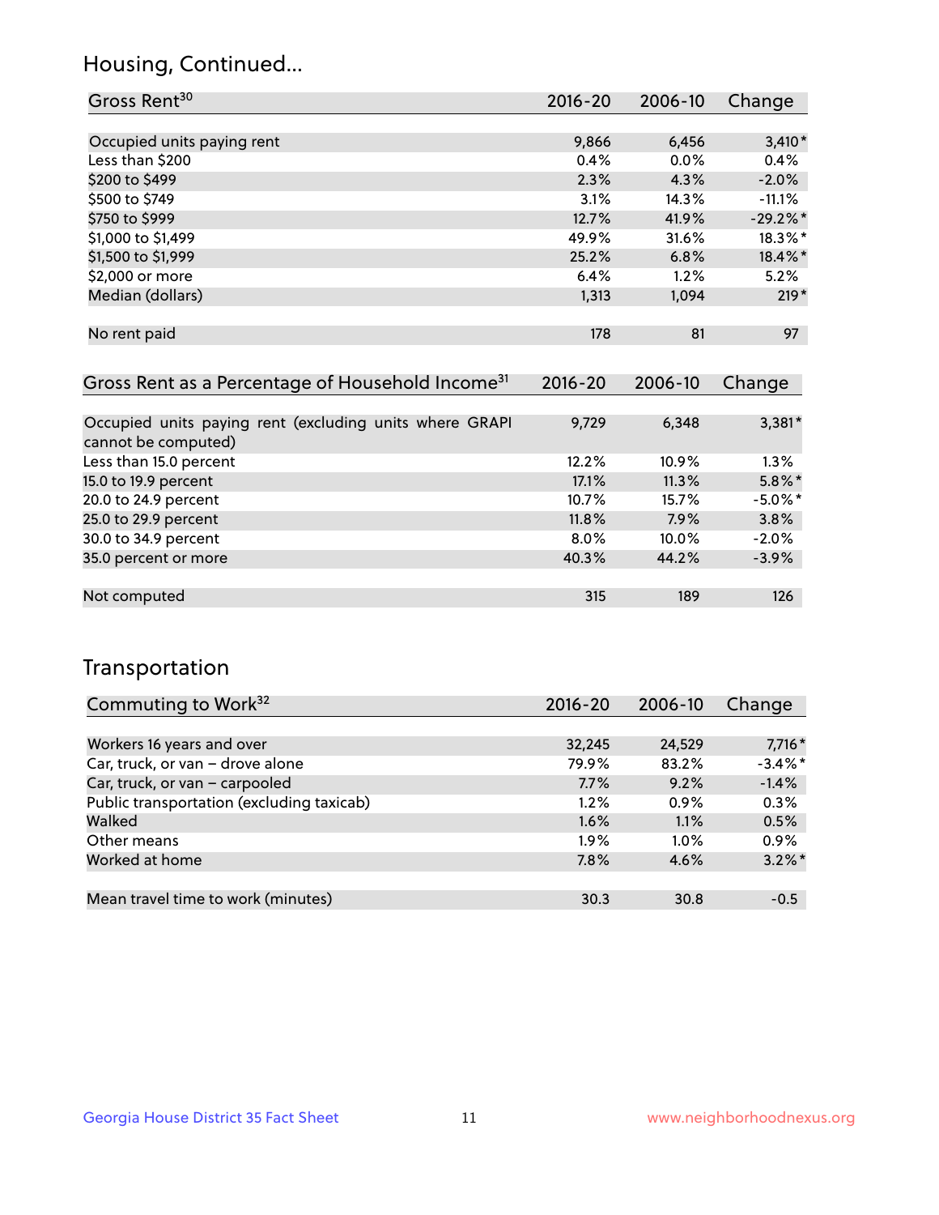## Housing, Continued...

| Gross Rent[30] | 2016-20 | 2006-10 | Change |
|---|---|---|---|
| Occupied units paying rent | 9,866 | 6,456 | 3,410* |
| Less than $200 | 0.4% | 0.0% | 0.4% |
| $200 to $499 | 2.3% | 4.3% | -2.0% |
| $500 to $749 | 3.1% | 14.3% | -11.1% |
| $750 to $999 | 12.7% | 41.9% | -29.2%* |
| $1,000 to $1,499 | 49.9% | 31.6% | 18.3%* |
| $1,500 to $1,999 | 25.2% | 6.8% | 18.4%* |
| $2,000 or more | 6.4% | 1.2% | 5.2% |
| Median (dollars) | 1,313 | 1,094 | 219* |
| No rent paid | 178 | 81 | 97 |

| Gross Rent as a Percentage of Household Income[31] | 2016-20 | 2006-10 | Change |
|---|---|---|---|
| Occupied units paying rent (excluding units where GRAPI cannot be computed) | 9,729 | 6,348 | 3,381* |
| Less than 15.0 percent | 12.2% | 10.9% | 1.3% |
| 15.0 to 19.9 percent | 17.1% | 11.3% | 5.8%* |
| 20.0 to 24.9 percent | 10.7% | 15.7% | -5.0%* |
| 25.0 to 29.9 percent | 11.8% | 7.9% | 3.8% |
| 30.0 to 34.9 percent | 8.0% | 10.0% | -2.0% |
| 35.0 percent or more | 40.3% | 44.2% | -3.9% |
| Not computed | 315 | 189 | 126 |

## Transportation

| Commuting to Work[32] | 2016-20 | 2006-10 | Change |
|---|---|---|---|
| Workers 16 years and over | 32,245 | 24,529 | 7,716* |
| Car, truck, or van – drove alone | 79.9% | 83.2% | -3.4%* |
| Car, truck, or van – carpooled | 7.7% | 9.2% | -1.4% |
| Public transportation (excluding taxicab) | 1.2% | 0.9% | 0.3% |
| Walked | 1.6% | 1.1% | 0.5% |
| Other means | 1.9% | 1.0% | 0.9% |
| Worked at home | 7.8% | 4.6% | 3.2%* |
| Mean travel time to work (minutes) | 30.3 | 30.8 | -0.5 |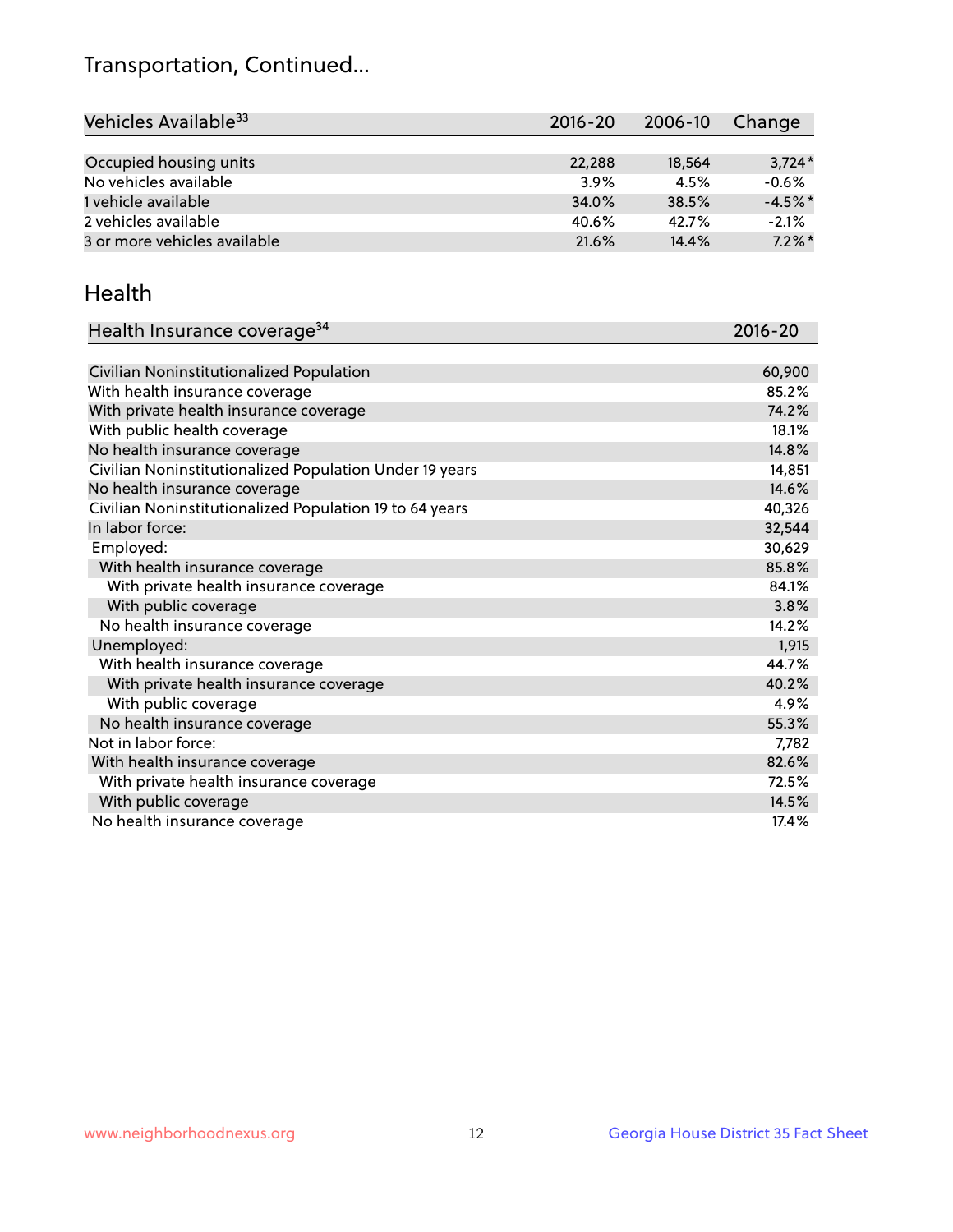# Transportation, Continued...

| Vehicles Available[33] | 2016-20 | 2006-10 | Change |
|---|---|---|---|
| Occupied housing units | 22,288 | 18,564 | 3,724* |
| No vehicles available | 3.9% | 4.5% | -0.6% |
| 1 vehicle available | 34.0% | 38.5% | -4.5%* |
| 2 vehicles available | 40.6% | 42.7% | -2.1% |
| 3 or more vehicles available | 21.6% | 14.4% | 7.2%* |

## Health

| Health Insurance coverage[34] | 2016-20 |
|---|---|
| Civilian Noninstitutionalized Population | 60,900 |
| With health insurance coverage | 85.2% |
| With private health insurance coverage | 74.2% |
| With public health coverage | 18.1% |
| No health insurance coverage | 14.8% |
| Civilian Noninstitutionalized Population Under 19 years | 14,851 |
| No health insurance coverage | 14.6% |
| Civilian Noninstitutionalized Population 19 to 64 years | 40,326 |
| In labor force: | 32,544 |
| Employed: | 30,629 |
| With health insurance coverage | 85.8% |
| With private health insurance coverage | 84.1% |
| With public coverage | 3.8% |
| No health insurance coverage | 14.2% |
| Unemployed: | 1,915 |
| With health insurance coverage | 44.7% |
| With private health insurance coverage | 40.2% |
| With public coverage | 4.9% |
| No health insurance coverage | 55.3% |
| Not in labor force: | 7,782 |
| With health insurance coverage | 82.6% |
| With private health insurance coverage | 72.5% |
| With public coverage | 14.5% |
| No health insurance coverage | 17.4% |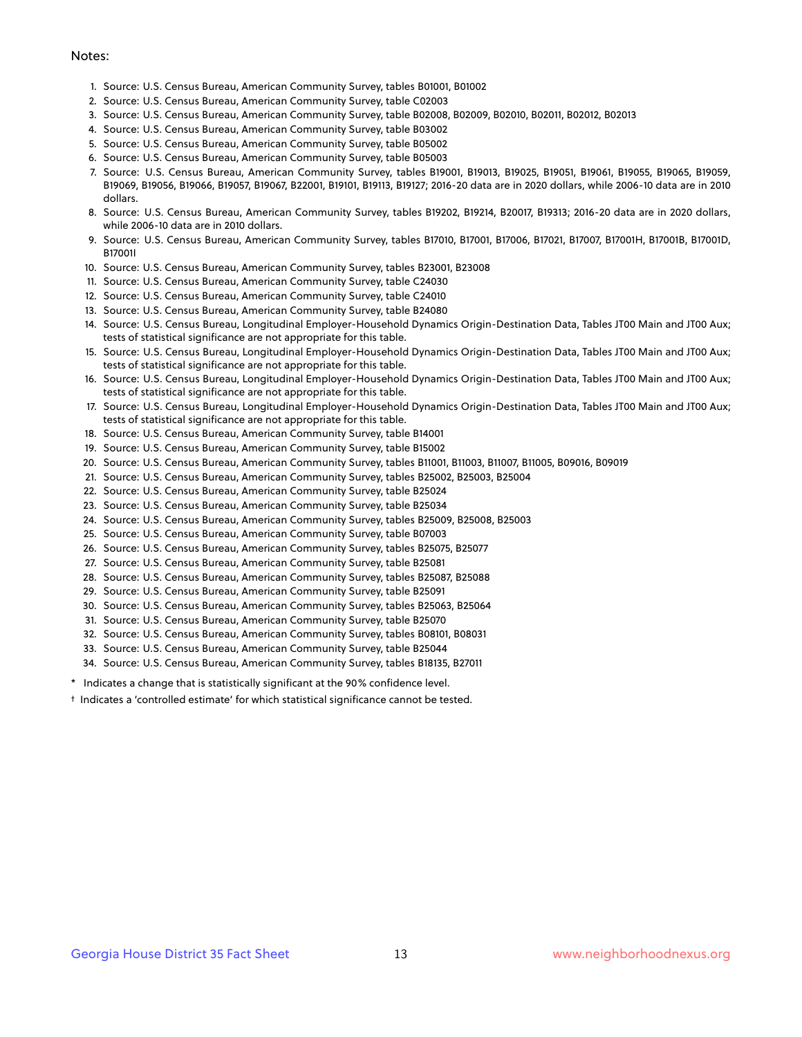Notes:

1. Source: U.S. Census Bureau, American Community Survey, tables B01001, B01002
2. Source: U.S. Census Bureau, American Community Survey, table C02003
3. Source: U.S. Census Bureau, American Community Survey, table B02008, B02009, B02010, B02011, B02012, B02013
4. Source: U.S. Census Bureau, American Community Survey, table B03002
5. Source: U.S. Census Bureau, American Community Survey, table B05002
6. Source: U.S. Census Bureau, American Community Survey, table B05003
7. Source: U.S. Census Bureau, American Community Survey, tables B19001, B19013, B19025, B19051, B19061, B19055, B19065, B19059, B19069, B19056, B19066, B19057, B19067, B22001, B19101, B19113, B19127; 2016-20 data are in 2020 dollars, while 2006-10 data are in 2010 dollars.
8. Source: U.S. Census Bureau, American Community Survey, tables B19202, B19214, B20017, B19313; 2016-20 data are in 2020 dollars, while 2006-10 data are in 2010 dollars.
9. Source: U.S. Census Bureau, American Community Survey, tables B17010, B17001, B17006, B17021, B17007, B17001H, B17001B, B17001D, B17001I
10. Source: U.S. Census Bureau, American Community Survey, tables B23001, B23008
11. Source: U.S. Census Bureau, American Community Survey, table C24030
12. Source: U.S. Census Bureau, American Community Survey, table C24010
13. Source: U.S. Census Bureau, American Community Survey, table B24080
14. Source: U.S. Census Bureau, Longitudinal Employer-Household Dynamics Origin-Destination Data, Tables JT00 Main and JT00 Aux; tests of statistical significance are not appropriate for this table.
15. Source: U.S. Census Bureau, Longitudinal Employer-Household Dynamics Origin-Destination Data, Tables JT00 Main and JT00 Aux; tests of statistical significance are not appropriate for this table.
16. Source: U.S. Census Bureau, Longitudinal Employer-Household Dynamics Origin-Destination Data, Tables JT00 Main and JT00 Aux; tests of statistical significance are not appropriate for this table.
17. Source: U.S. Census Bureau, Longitudinal Employer-Household Dynamics Origin-Destination Data, Tables JT00 Main and JT00 Aux; tests of statistical significance are not appropriate for this table.
18. Source: U.S. Census Bureau, American Community Survey, table B14001
19. Source: U.S. Census Bureau, American Community Survey, table B15002
20. Source: U.S. Census Bureau, American Community Survey, tables B11001, B11003, B11007, B11005, B09016, B09019
21. Source: U.S. Census Bureau, American Community Survey, tables B25002, B25003, B25004
22. Source: U.S. Census Bureau, American Community Survey, table B25024
23. Source: U.S. Census Bureau, American Community Survey, table B25034
24. Source: U.S. Census Bureau, American Community Survey, tables B25009, B25008, B25003
25. Source: U.S. Census Bureau, American Community Survey, table B07003
26. Source: U.S. Census Bureau, American Community Survey, tables B25075, B25077
27. Source: U.S. Census Bureau, American Community Survey, table B25081
28. Source: U.S. Census Bureau, American Community Survey, tables B25087, B25088
29. Source: U.S. Census Bureau, American Community Survey, table B25091
30. Source: U.S. Census Bureau, American Community Survey, tables B25063, B25064
31. Source: U.S. Census Bureau, American Community Survey, table B25070
32. Source: U.S. Census Bureau, American Community Survey, tables B08101, B08031
33. Source: U.S. Census Bureau, American Community Survey, table B25044
34. Source: U.S. Census Bureau, American Community Survey, tables B18135, B27011

\* Indicates a change that is statistically significant at the 90% confidence level.

† Indicates a 'controlled estimate' for which statistical significance cannot be tested.